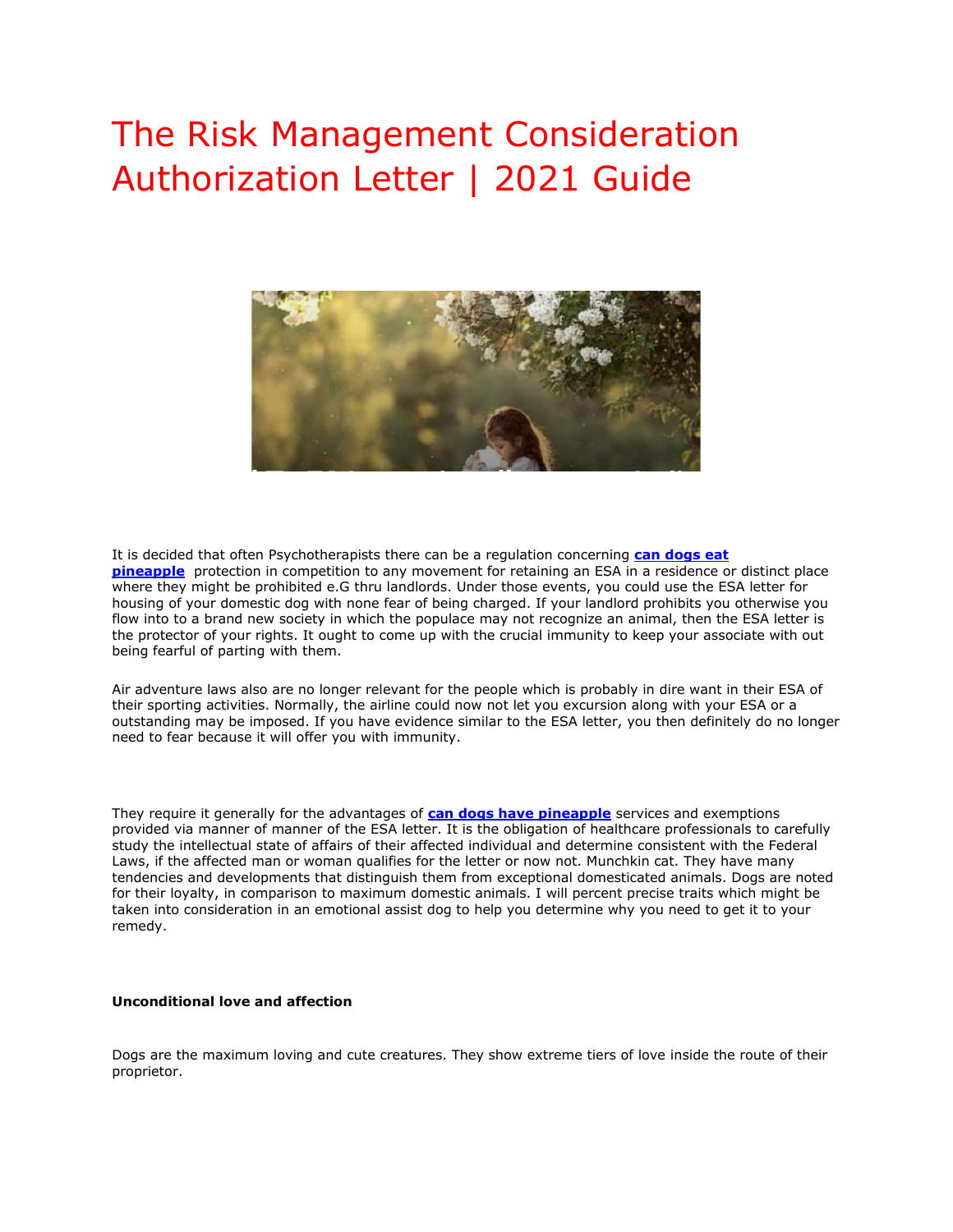# The Risk Management Consideration Authorization Letter | 2021 Guide

It is decided that often Psychotherapists there can be a regulation concerning **[can dogs eat pineapple](#)** protection in competition to any movement for retaining an ESA in a residence or distinct place where they might be prohibited e.G thru landlords. Under those events, you could use the ESA letter for housing of your domestic dog with none fear of being charged. If your landlord prohibits you otherwise you flow into to a brand new society in which the populace may not recognize an animal, then the ESA letter is the protector of your rights. It ought to come up with the crucial immunity to keep your associate with out being fearful of parting with them.

Air adventure laws also are no longer relevant for the people which is probably in dire want in their ESA of their sporting activities. Normally, the airline could now not let you excursion along with your ESA or a outstanding may be imposed. If you have evidence similar to the ESA letter, you then definitely do no longer need to fear because it will offer you with immunity.

They require it generally for the advantages of **[can dogs have pineapple](#)** services and exemptions provided via manner of manner of the ESA letter. It is the obligation of healthcare professionals to carefully study the intellectual state of affairs of their affected individual and determine consistent with the Federal Laws, if the affected man or woman qualifies for the letter or now not. Munchkin cat. They have many tendencies and developments that distinguish them from exceptional domesticated animals. Dogs are noted for their loyalty, in comparison to maximum domestic animals. I will percent precise traits which might be taken into consideration in an emotional assist dog to help you determine why you need to get it to your remedy.

**Unconditional love and affection**

Dogs are the maximum loving and cute creatures. They show extreme tiers of love inside the route of their proprietor.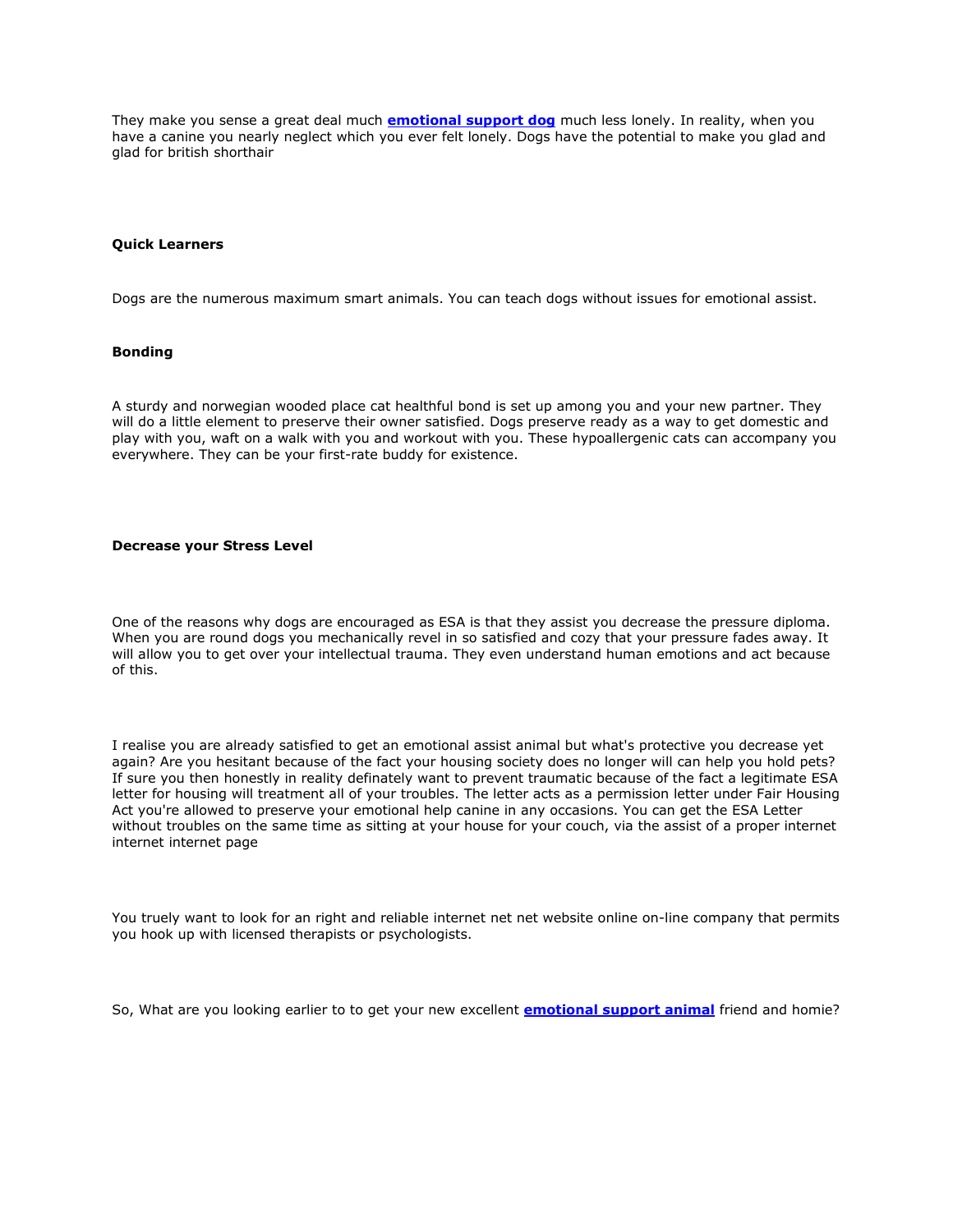They make you sense a great deal much **[emotional support dog]()** much less lonely. In reality, when you have a canine you nearly neglect which you ever felt lonely. Dogs have the potential to make you glad and glad for british shorthair

**Quick Learners**

Dogs are the numerous maximum smart animals. You can teach dogs without issues for emotional assist.

**Bonding**

A sturdy and norwegian wooded place cat healthful bond is set up among you and your new partner. They will do a little element to preserve their owner satisfied. Dogs preserve ready as a way to get domestic and play with you, waft on a walk with you and workout with you. These hypoallergenic cats can accompany you everywhere. They can be your first-rate buddy for existence.

**Decrease your Stress Level**

One of the reasons why dogs are encouraged as ESA is that they assist you decrease the pressure diploma. When you are round dogs you mechanically revel in so satisfied and cozy that your pressure fades away. It will allow you to get over your intellectual trauma. They even understand human emotions and act because of this.

I realise you are already satisfied to get an emotional assist animal but what's protective you decrease yet again? Are you hesitant because of the fact your housing society does no longer will can help you hold pets? If sure you then honestly in reality definately want to prevent traumatic because of the fact a legitimate ESA letter for housing will treatment all of your troubles. The letter acts as a permission letter under Fair Housing Act you're allowed to preserve your emotional help canine in any occasions. You can get the ESA Letter without troubles on the same time as sitting at your house for your couch, via the assist of a proper internet internet internet page

You truely want to look for an right and reliable internet net net website online on-line company that permits you hook up with licensed therapists or psychologists.

So, What are you looking earlier to to get your new excellent **[emotional support animal]()** friend and homie?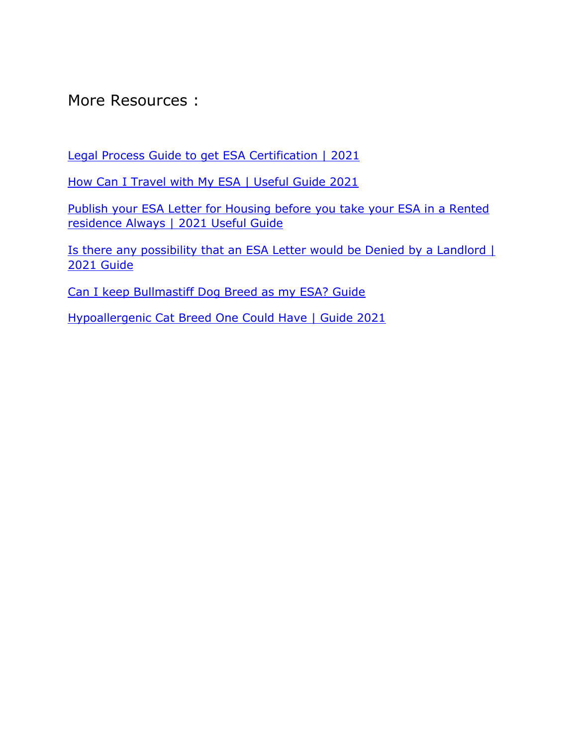More Resources :

Legal Process Guide to get ESA Certification | 2021

How Can I Travel with My ESA | Useful Guide 2021

Publish your ESA Letter for Housing before you take your ESA in a Rented residence Always | 2021 Useful Guide

Is there any possibility that an ESA Letter would be Denied by a Landlord | 2021 Guide

Can I keep Bullmastiff Dog Breed as my ESA? Guide

Hypoallergenic Cat Breed One Could Have | Guide 2021